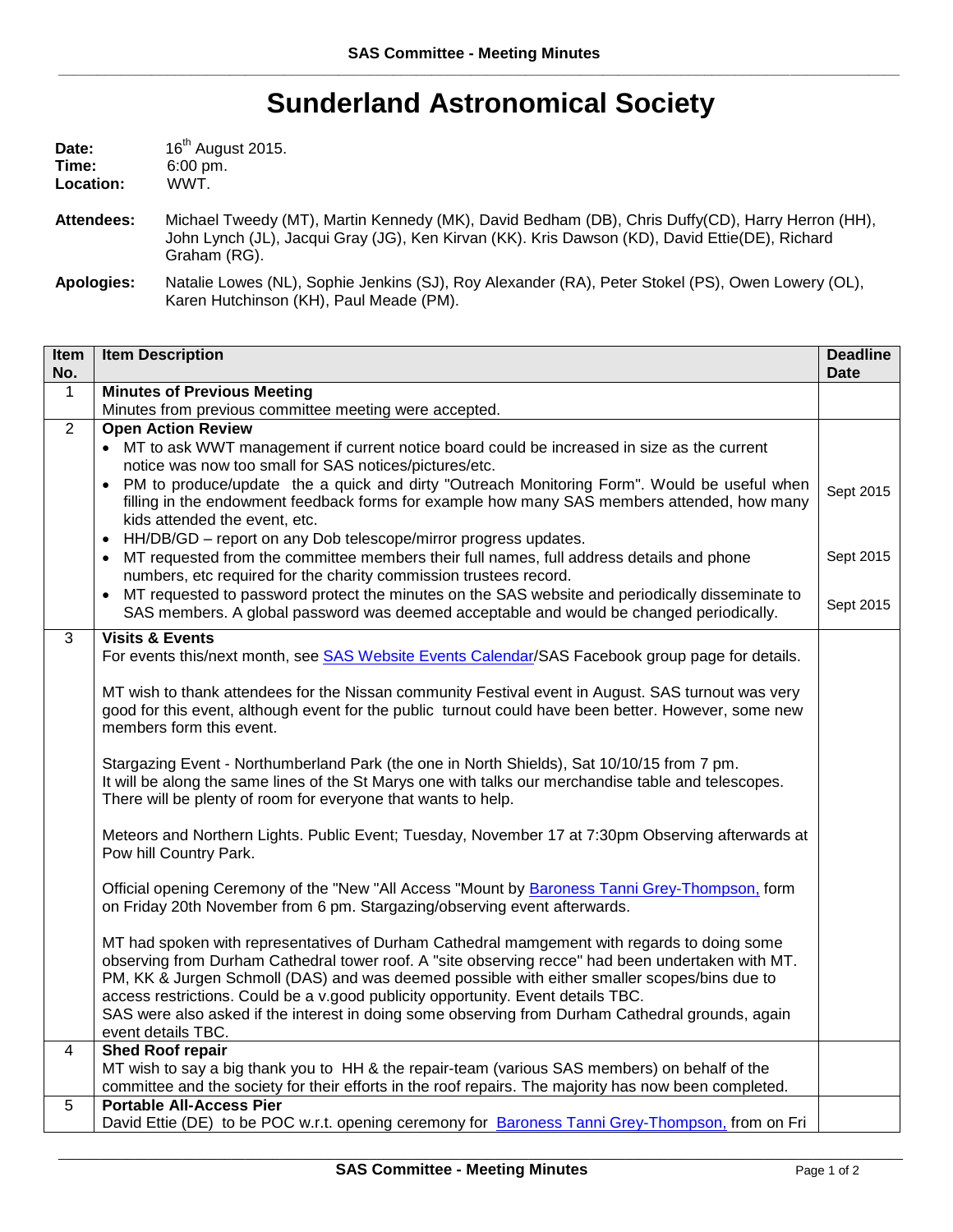# Sunderland Astronomical Society

**Date:** 16th August 2015.
**Time:** 6:00 pm.
**Location:** WWT.

**Attendees:** Michael Tweedy (MT), Martin Kennedy (MK), David Bedham (DB), Chris Duffy(CD), Harry Herron (HH), John Lynch (JL), Jacqui Gray (JG), Ken Kirvan (KK). Kris Dawson (KD), David Ettie(DE), Richard Graham (RG).

**Apologies:** Natalie Lowes (NL), Sophie Jenkins (SJ), Roy Alexander (RA), Peter Stokel (PS), Owen Lowery (OL), Karen Hutchinson (KH), Paul Meade (PM).

| Item No. | Item Description | Deadline Date |
|---|---|---|
| 1 | **Minutes of Previous Meeting**<br>Minutes from previous committee meeting were accepted. | |
| 2 | **Open Action Review**<br>• MT to ask WWT management if current notice board could be increased in size as the current notice was now too small for SAS notices/pictures/etc.<br>• PM to produce/update the a quick and dirty "Outreach Monitoring Form". Would be useful when filling in the endowment feedback forms for example how many SAS members attended, how many kids attended the event, etc.<br>• HH/DB/GD – report on any Dob telescope/mirror progress updates.<br>• MT requested from the committee members their full names, full address details and phone numbers, etc required for the charity commission trustees record.<br>• MT requested to password protect the minutes on the SAS website and periodically disseminate to SAS members. A global password was deemed acceptable and would be changed periodically. | Sept 2015<br><br>Sept 2015<br><br>Sept 2015 |
| 3 | **Visits & Events**<br>For events this/next month, see SAS Website Events Calendar/SAS Facebook group page for details.<br><br>MT wish to thank attendees for the Nissan community Festival event in August. SAS turnout was very good for this event, although event for the public turnout could have been better. However, some new members form this event.<br><br>Stargazing Event - Northumberland Park (the one in North Shields), Sat 10/10/15 from 7 pm. It will be along the same lines of the St Marys one with talks our merchandise table and telescopes. There will be plenty of room for everyone that wants to help.<br><br>Meteors and Northern Lights. Public Event; Tuesday, November 17 at 7:30pm Observing afterwards at Pow hill Country Park.<br><br>Official opening Ceremony of the "New "All Access "Mount by Baroness Tanni Grey-Thompson, form on Friday 20th November from 6 pm. Stargazing/observing event afterwards.<br><br>MT had spoken with representatives of Durham Cathedral mamgement with regards to doing some observing from Durham Cathedral tower roof. A "site observing recce" had been undertaken with MT. PM, KK & Jurgen Schmoll (DAS) and was deemed possible with either smaller scopes/bins due to access restrictions. Could be a v.good publicity opportunity. Event details TBC.<br>SAS were also asked if the interest in doing some observing from Durham Cathedral grounds, again event details TBC. | |
| 4 | **Shed Roof repair**<br>MT wish to say a big thank you to HH & the repair-team (various SAS members) on behalf of the committee and the society for their efforts in the roof repairs. The majority has now been completed. | |
| 5 | **Portable All-Access Pier**<br>David Ettie (DE) to be POC w.r.t. opening ceremony for Baroness Tanni Grey-Thompson, from on Fri | |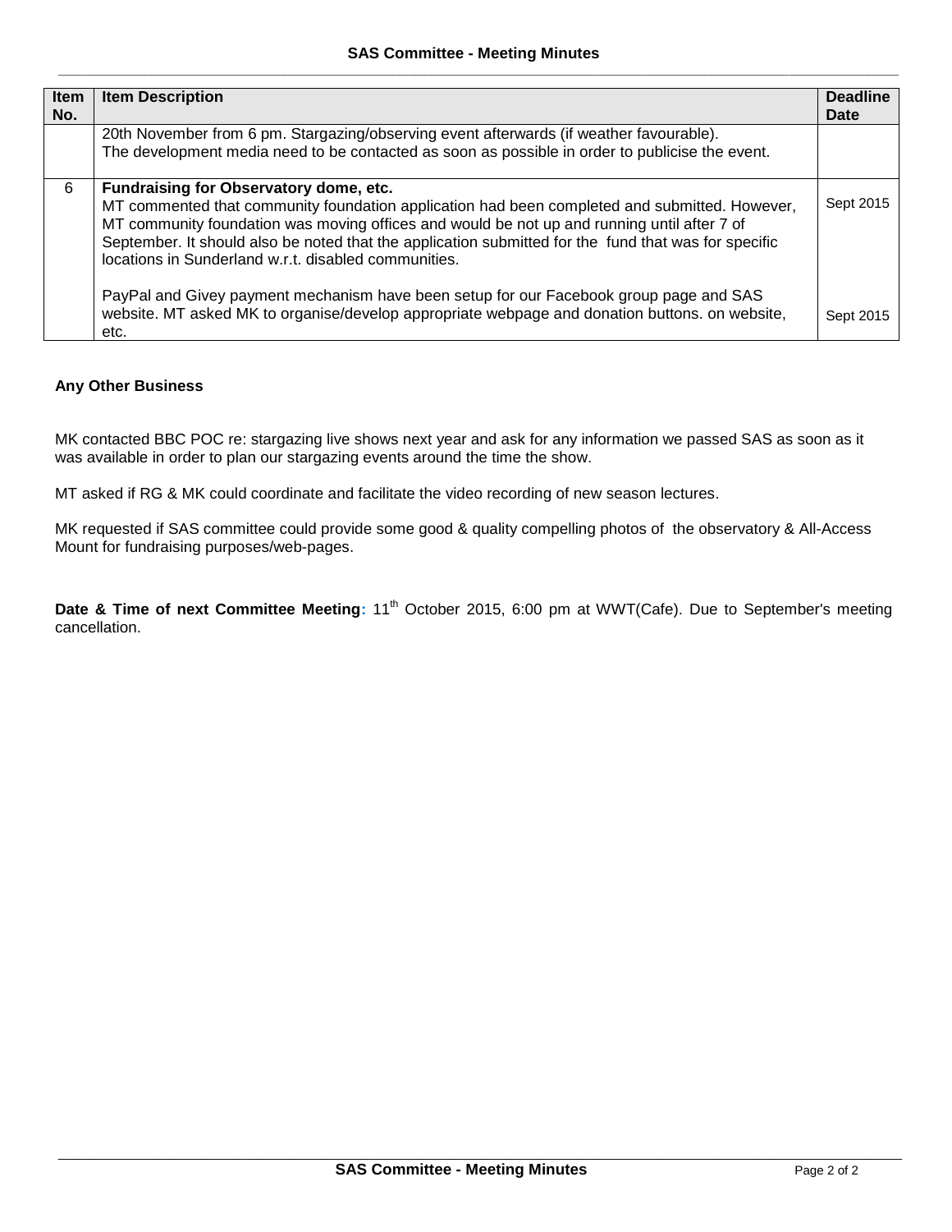| Item No. | Item Description | Deadline Date |
|---|---|---|
| | 20th November from 6 pm. Stargazing/observing event afterwards (if weather favourable). The development media need to be contacted as soon as possible in order to publicise the event. | |
| 6 | **Fundraising for Observatory dome, etc.** MT commented that community foundation application had been completed and submitted. However, MT community foundation was moving offices and would be not up and running until after 7 of September. It should also be noted that the application submitted for the fund that was for specific locations in Sunderland w.r.t. disabled communities. | Sept 2015 |
| | PayPal and Givey payment mechanism have been setup for our Facebook group page and SAS website. MT asked MK to organise/develop appropriate webpage and donation buttons. on website, etc. | Sept 2015 |

**Any Other Business**

MK contacted BBC POC re: stargazing live shows next year and ask for any information we passed SAS as soon as it was available in order to plan our stargazing events around the time the show.

MT asked if RG & MK could coordinate and facilitate the video recording of new season lectures.

MK requested if SAS committee could provide some good & quality compelling photos of the observatory & All-Access Mount for fundraising purposes/web-pages.

**Date & Time of next Committee Meeting:** 11th October 2015, 6:00 pm at WWT(Cafe). Due to September's meeting cancellation.